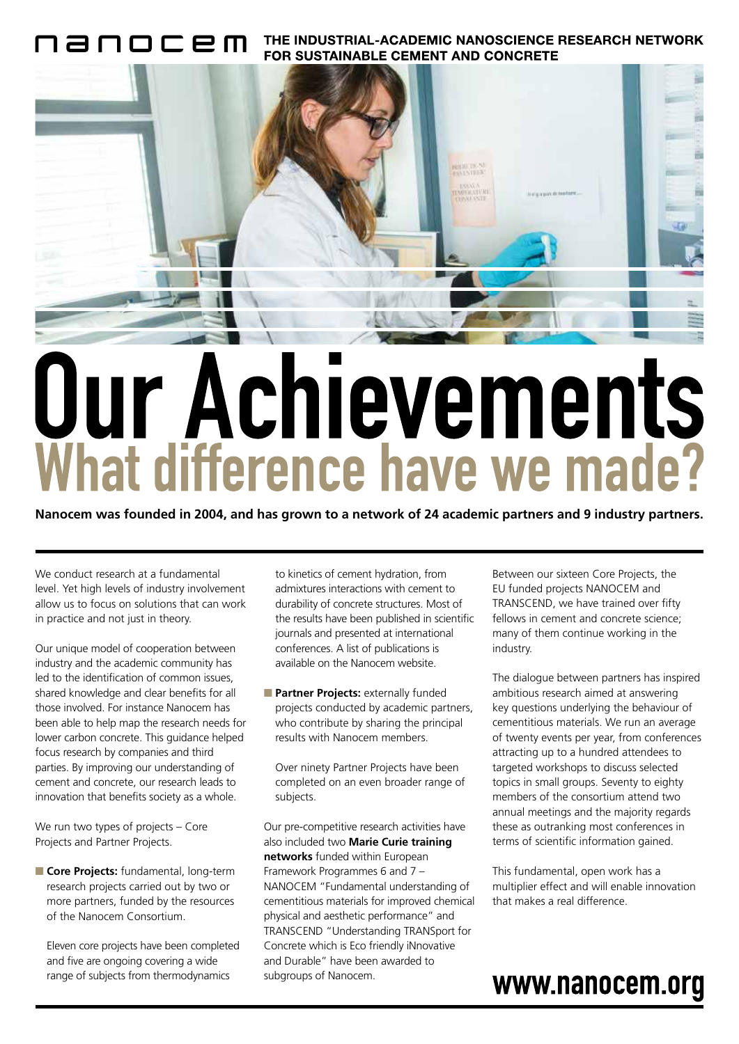nanocem **THE INDUSTRIAL-ACADEMIC NANOSCIENCE RESEARCH NETWORK FOR SUSTAINABLE CEMENT AND CONCRETE**

# Our Achievements

## What difference have we made?

**Nanocem was founded in 2004, and has grown to a network of 24 academic partners and 9 industry partners.**

We conduct research at a fundamental level. Yet high levels of industry involvement allow us to focus on solutions that can work in practice and not just in theory.

Our unique model of cooperation between industry and the academic community has led to the identification of common issues, shared knowledge and clear benefits for all those involved. For instance Nanocem has been able to help map the research needs for lower carbon concrete. This guidance helped focus research by companies and third parties. By improving our understanding of cement and concrete, our research leads to innovation that benefits society as a whole.

We run two types of projects – Core Projects and Partner Projects.

- **Core Projects:** fundamental, long-term research projects carried out by two or more partners, funded by the resources of the Nanocem Consortium.

  Eleven core projects have been completed and five are ongoing covering a wide range of subjects from thermodynamics to kinetics of cement hydration, from admixtures interactions with cement to durability of concrete structures. Most of the results have been published in scientific journals and presented at international conferences. A list of publications is available on the Nanocem website.

- **Partner Projects:** externally funded projects conducted by academic partners, who contribute by sharing the principal results with Nanocem members.

  Over ninety Partner Projects have been completed on an even broader range of subjects.

Our pre-competitive research activities have also included two **Marie Curie training networks** funded within European Framework Programmes 6 and 7 – NANOCEM "Fundamental understanding of cementitious materials for improved chemical physical and aesthetic performance" and TRANSCEND "Understanding TRANSport for Concrete which is Eco friendly iNnovative and Durable" have been awarded to subgroups of Nanocem.

Between our sixteen Core Projects, the EU funded projects NANOCEM and TRANSCEND, we have trained over fifty fellows in cement and concrete science; many of them continue working in the industry.

The dialogue between partners has inspired ambitious research aimed at answering key questions underlying the behaviour of cementitious materials. We run an average of twenty events per year, from conferences attracting up to a hundred attendees to targeted workshops to discuss selected topics in small groups. Seventy to eighty members of the consortium attend two annual meetings and the majority regards these as outranking most conferences in terms of scientific information gained.

This fundamental, open work has a multiplier effect and will enable innovation that makes a real difference.

**www.nanocem.org**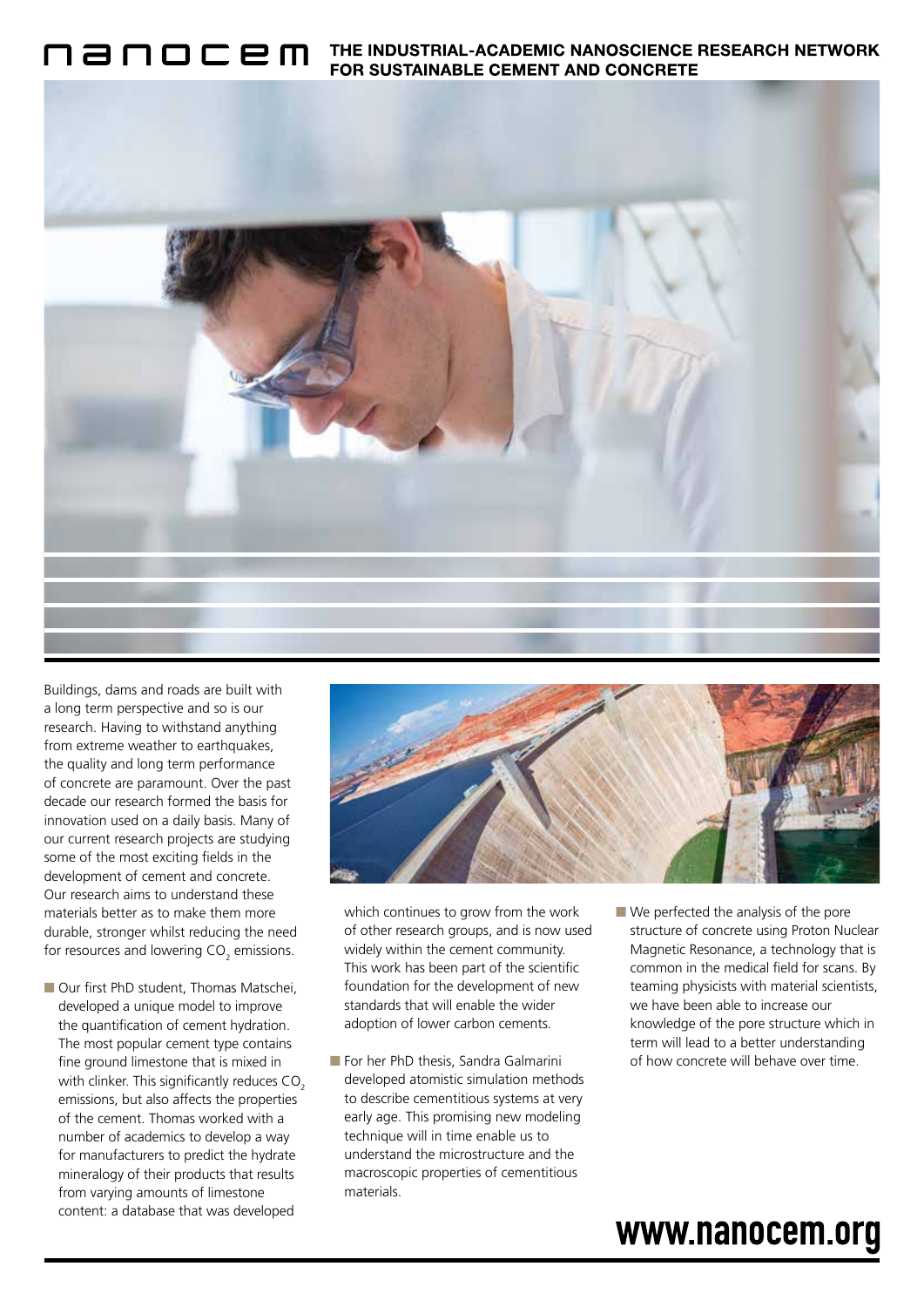# nanocem THE INDUSTRIAL-ACADEMIC NANOSCIENCE RESEARCH NETWORK FOR SUSTAINABLE CEMENT AND CONCRETE

Buildings, dams and roads are built with a long term perspective and so is our research. Having to withstand anything from extreme weather to earthquakes, the quality and long term performance of concrete are paramount. Over the past decade our research formed the basis for innovation used on a daily basis. Many of our current research projects are studying some of the most exciting fields in the development of cement and concrete. Our research aims to understand these materials better as to make them more durable, stronger whilst reducing the need for resources and lowering $CO_2$ emissions.

- Our first PhD student, Thomas Matschei, developed a unique model to improve the quantification of cement hydration. The most popular cement type contains fine ground limestone that is mixed in with clinker. This significantly reduces $CO_2$ emissions, but also affects the properties of the cement. Thomas worked with a number of academics to develop a way for manufacturers to predict the hydrate mineralogy of their products that results from varying amounts of limestone content: a database that was developed which continues to grow from the work of other research groups, and is now used widely within the cement community. This work has been part of the scientific foundation for the development of new standards that will enable the wider adoption of lower carbon cements.

- For her PhD thesis, Sandra Galmarini developed atomistic simulation methods to describe cementitious systems at very early age. This promising new modeling technique will in time enable us to understand the microstructure and the macroscopic properties of cementitious materials.

- We perfected the analysis of the pore structure of concrete using Proton Nuclear Magnetic Resonance, a technology that is common in the medical field for scans. By teaming physicists with material scientists, we have been able to increase our knowledge of the pore structure which in term will lead to a better understanding of how concrete will behave over time.

**www.nanocem.org**